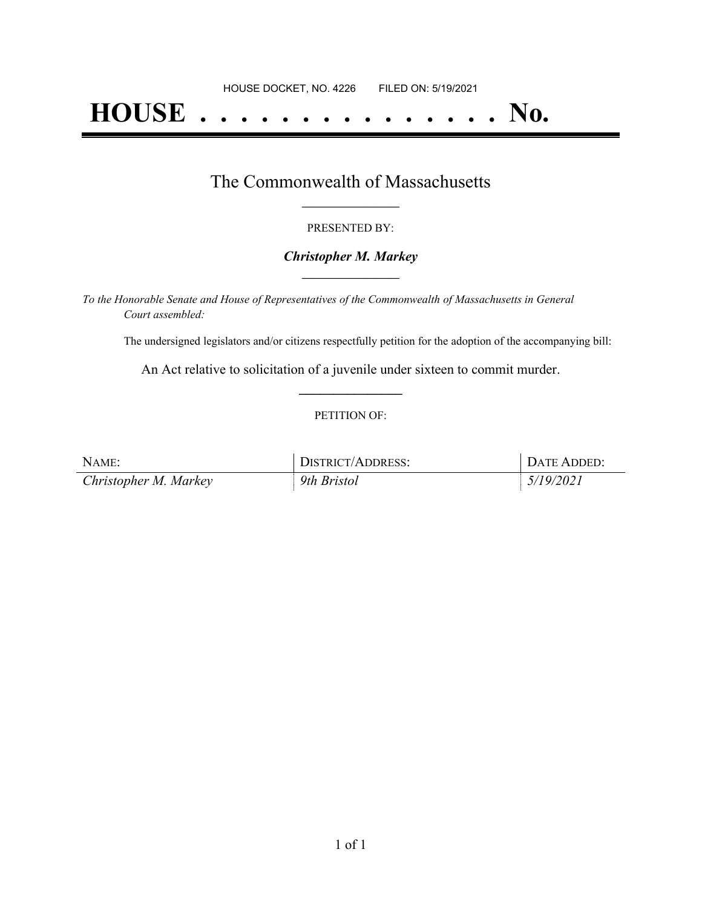HOUSE DOCKET, NO. 4226 FILED ON: 5/19/2021

# HOUSE . . . . . . . . . . . . . . . No.

## The Commonwealth of Massachusetts

PRESENTED BY:

***Christopher M. Markey***

*To the Honorable Senate and House of Representatives of the Commonwealth of Massachusetts in General Court assembled:*

The undersigned legislators and/or citizens respectfully petition for the adoption of the accompanying bill:

An Act relative to solicitation of a juvenile under sixteen to commit murder.

PETITION OF:

| NAME: | DISTRICT/ADDRESS: | DATE ADDED: |
|---|---|---|
| *Christopher M. Markey* | *9th Bristol* | *5/19/2021* |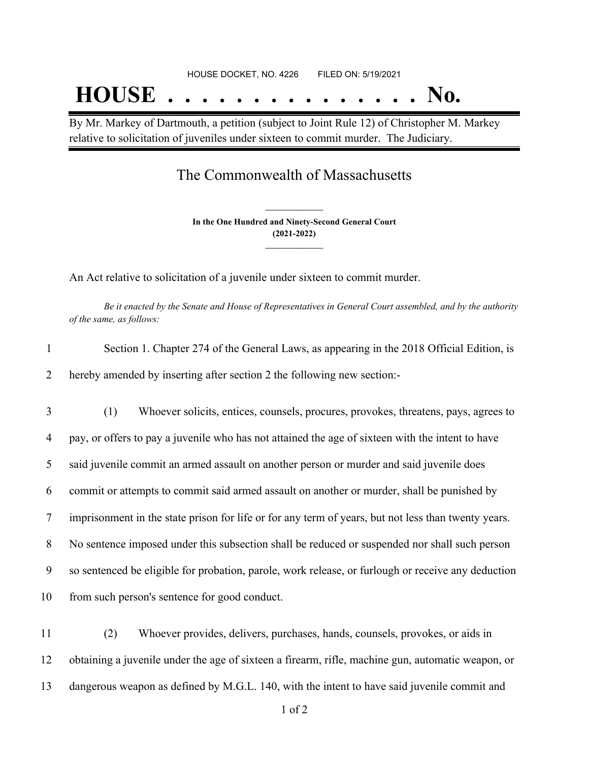HOUSE DOCKET, NO. 4226 FILED ON: 5/19/2021

# HOUSE . . . . . . . . . . . . . . . No.

By Mr. Markey of Dartmouth, a petition (subject to Joint Rule 12) of Christopher M. Markey relative to solicitation of juveniles under sixteen to commit murder. The Judiciary.

## The Commonwealth of Massachusetts

**In the One Hundred and Ninety-Second General Court (2021-2022)**

An Act relative to solicitation of a juvenile under sixteen to commit murder.

*Be it enacted by the Senate and House of Representatives in General Court assembled, and by the authority of the same, as follows:*

1 Section 1. Chapter 274 of the General Laws, as appearing in the 2018 Official Edition, is
2 hereby amended by inserting after section 2 the following new section:-

3 (1) Whoever solicits, entices, counsels, procures, provokes, threatens, pays, agrees to
4 pay, or offers to pay a juvenile who has not attained the age of sixteen with the intent to have
5 said juvenile commit an armed assault on another person or murder and said juvenile does
6 commit or attempts to commit said armed assault on another or murder, shall be punished by
7 imprisonment in the state prison for life or for any term of years, but not less than twenty years.
8 No sentence imposed under this subsection shall be reduced or suspended nor shall such person
9 so sentenced be eligible for probation, parole, work release, or furlough or receive any deduction
10 from such person's sentence for good conduct.

11 (2) Whoever provides, delivers, purchases, hands, counsels, provokes, or aids in
12 obtaining a juvenile under the age of sixteen a firearm, rifle, machine gun, automatic weapon, or
13 dangerous weapon as defined by M.G.L. 140, with the intent to have said juvenile commit and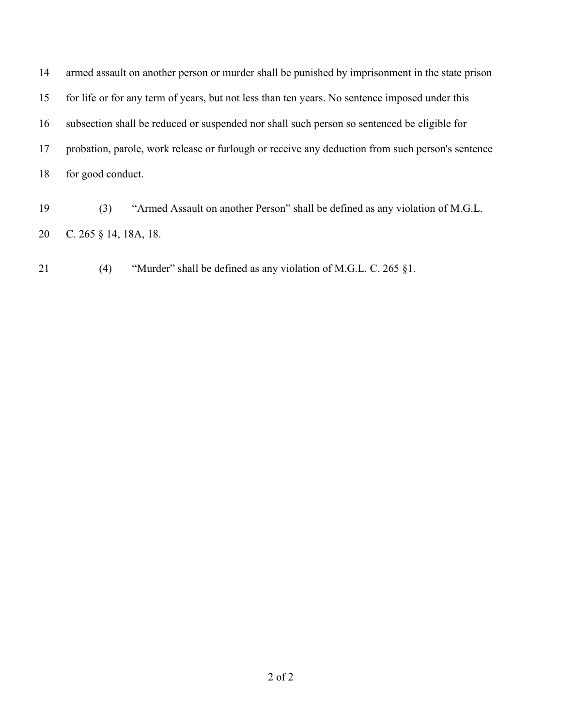armed assault on another person or murder shall be punished by imprisonment in the state prison for life or for any term of years, but not less than ten years. No sentence imposed under this subsection shall be reduced or suspended nor shall such person so sentenced be eligible for probation, parole, work release or furlough or receive any deduction from such person's sentence for good conduct.

(3) "Armed Assault on another Person" shall be defined as any violation of M.G.L. C. 265 § 14, 18A, 18.

(4) "Murder" shall be defined as any violation of M.G.L. C. 265 §1.